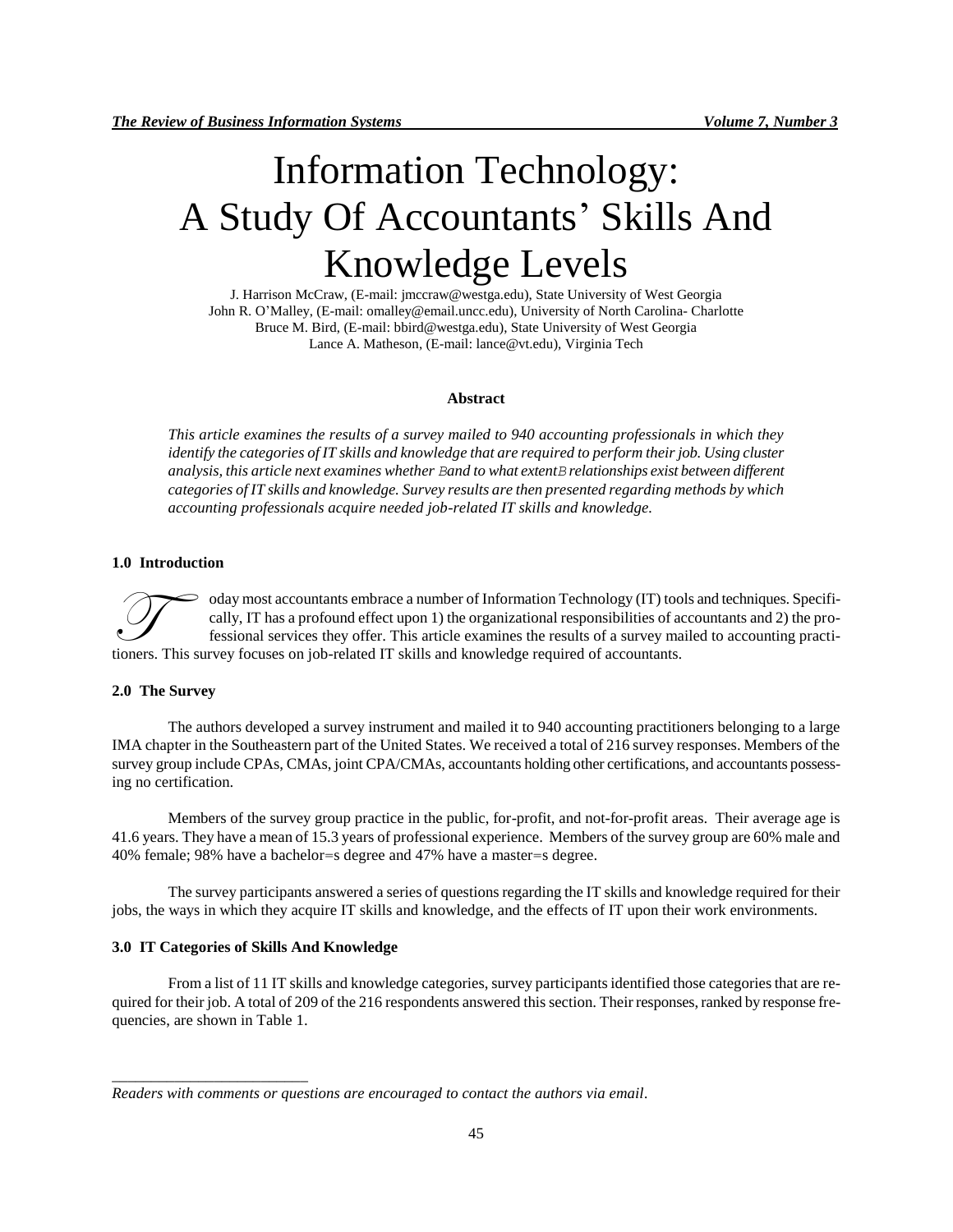# Information Technology: A Study Of Accountants' Skills And Knowledge Levels

J. Harrison McCraw, (E-mail: jmccraw@westga.edu), State University of West Georgia
John R. O'Malley, (E-mail: omalley@email.uncc.edu), University of North Carolina- Charlotte
Bruce M. Bird, (E-mail: bbird@westga.edu), State University of West Georgia
Lance A. Matheson, (E-mail: lance@vt.edu), Virginia Tech

### Abstract

*This article examines the results of a survey mailed to 940 accounting professionals in which they identify the categories of IT skills and knowledge that are required to perform their job. Using cluster analysis, this article next examines whether Band to what extentB relationships exist between different categories of IT skills and knowledge. Survey results are then presented regarding methods by which accounting professionals acquire needed job-related IT skills and knowledge.*

## 1.0 Introduction

Today most accountants embrace a number of Information Technology (IT) tools and techniques. Specifically, IT has a profound effect upon 1) the organizational responsibilities of accountants and 2) the professional services they offer. This article examines the results of a survey mailed to accounting practitioners. This survey focuses on job-related IT skills and knowledge required of accountants.

## 2.0 The Survey

The authors developed a survey instrument and mailed it to 940 accounting practitioners belonging to a large IMA chapter in the Southeastern part of the United States. We received a total of 216 survey responses. Members of the survey group include CPAs, CMAs, joint CPA/CMAs, accountants holding other certifications, and accountants possessing no certification.

Members of the survey group practice in the public, for-profit, and not-for-profit areas. Their average age is 41.6 years. They have a mean of 15.3 years of professional experience. Members of the survey group are 60% male and 40% female; 98% have a bachelor=s degree and 47% have a master=s degree.

The survey participants answered a series of questions regarding the IT skills and knowledge required for their jobs, the ways in which they acquire IT skills and knowledge, and the effects of IT upon their work environments.

## 3.0 IT Categories of Skills And Knowledge

From a list of 11 IT skills and knowledge categories, survey participants identified those categories that are required for their job. A total of 209 of the 216 respondents answered this section. Their responses, ranked by response frequencies, are shown in Table 1.

---

*Readers with comments or questions are encouraged to contact the authors via email.*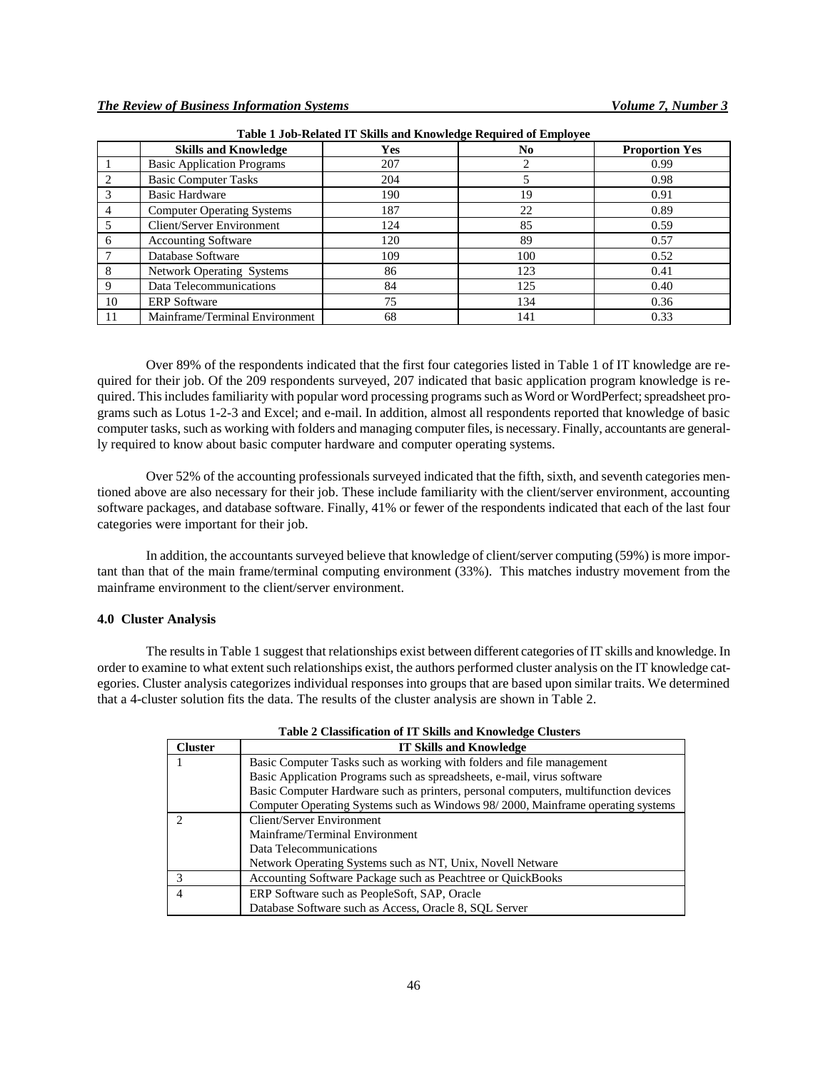**Table 1 Job-Related IT Skills and Knowledge Required of Employee**

| | Skills and Knowledge | Yes | No | Proportion Yes |
|---|---|---|---|---|
| 1 | Basic Application Programs | 207 | 2 | 0.99 |
| 2 | Basic Computer Tasks | 204 | 5 | 0.98 |
| 3 | Basic Hardware | 190 | 19 | 0.91 |
| 4 | Computer Operating Systems | 187 | 22 | 0.89 |
| 5 | Client/Server Environment | 124 | 85 | 0.59 |
| 6 | Accounting Software | 120 | 89 | 0.57 |
| 7 | Database Software | 109 | 100 | 0.52 |
| 8 | Network Operating Systems | 86 | 123 | 0.41 |
| 9 | Data Telecommunications | 84 | 125 | 0.40 |
| 10 | ERP Software | 75 | 134 | 0.36 |
| 11 | Mainframe/Terminal Environment | 68 | 141 | 0.33 |

Over 89% of the respondents indicated that the first four categories listed in Table 1 of IT knowledge are required for their job. Of the 209 respondents surveyed, 207 indicated that basic application program knowledge is required. This includes familiarity with popular word processing programs such as Word or WordPerfect; spreadsheet programs such as Lotus 1-2-3 and Excel; and e-mail. In addition, almost all respondents reported that knowledge of basic computer tasks, such as working with folders and managing computer files, is necessary. Finally, accountants are generally required to know about basic computer hardware and computer operating systems.

Over 52% of the accounting professionals surveyed indicated that the fifth, sixth, and seventh categories mentioned above are also necessary for their job. These include familiarity with the client/server environment, accounting software packages, and database software. Finally, 41% or fewer of the respondents indicated that each of the last four categories were important for their job.

In addition, the accountants surveyed believe that knowledge of client/server computing (59%) is more important than that of the main frame/terminal computing environment (33%). This matches industry movement from the mainframe environment to the client/server environment.

### 4.0 Cluster Analysis

The results in Table 1 suggest that relationships exist between different categories of IT skills and knowledge. In order to examine to what extent such relationships exist, the authors performed cluster analysis on the IT knowledge categories. Cluster analysis categorizes individual responses into groups that are based upon similar traits. We determined that a 4-cluster solution fits the data. The results of the cluster analysis are shown in Table 2.

**Table 2 Classification of IT Skills and Knowledge Clusters**

| Cluster | IT Skills and Knowledge |
|---|---|
| 1 | Basic Computer Tasks such as working with folders and file management<br>Basic Application Programs such as spreadsheets, e-mail, virus software<br>Basic Computer Hardware such as printers, personal computers, multifunction devices<br>Computer Operating Systems such as Windows 98/ 2000, Mainframe operating systems |
| 2 | Client/Server Environment<br>Mainframe/Terminal Environment<br>Data Telecommunications<br>Network Operating Systems such as NT, Unix, Novell Netware |
| 3 | Accounting Software Package such as Peachtree or QuickBooks |
| 4 | ERP Software such as PeopleSoft, SAP, Oracle<br>Database Software such as Access, Oracle 8, SQL Server |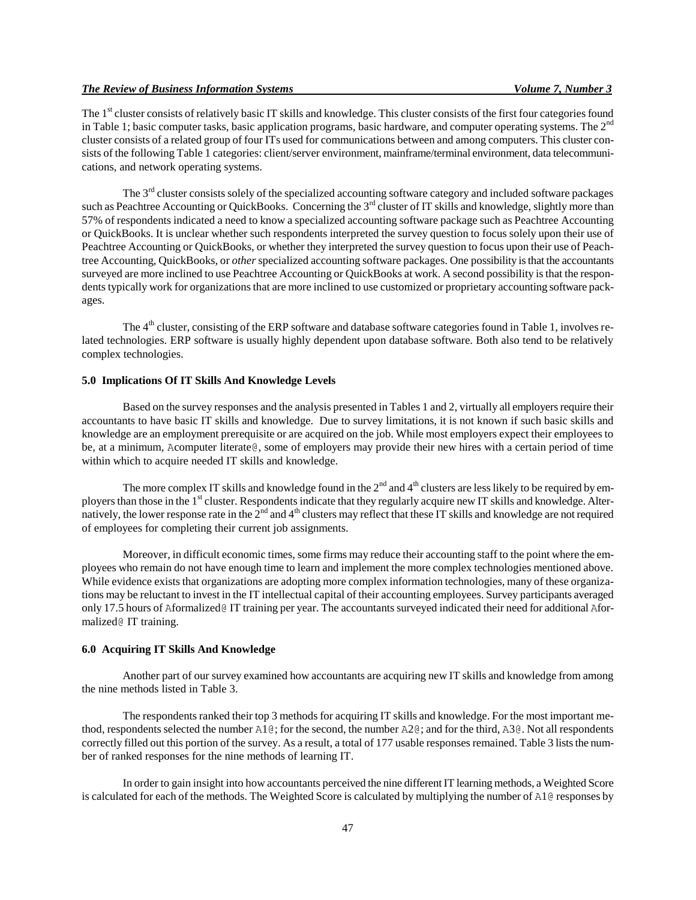The 1st cluster consists of relatively basic IT skills and knowledge. This cluster consists of the first four categories found in Table 1; basic computer tasks, basic application programs, basic hardware, and computer operating systems. The 2nd cluster consists of a related group of four ITs used for communications between and among computers. This cluster consists of the following Table 1 categories: client/server environment, mainframe/terminal environment, data telecommunications, and network operating systems.

The 3rd cluster consists solely of the specialized accounting software category and included software packages such as Peachtree Accounting or QuickBooks. Concerning the 3rd cluster of IT skills and knowledge, slightly more than 57% of respondents indicated a need to know a specialized accounting software package such as Peachtree Accounting or QuickBooks. It is unclear whether such respondents interpreted the survey question to focus solely upon their use of Peachtree Accounting or QuickBooks, or whether they interpreted the survey question to focus upon their use of Peachtree Accounting, QuickBooks, or *other* specialized accounting software packages. One possibility is that the accountants surveyed are more inclined to use Peachtree Accounting or QuickBooks at work. A second possibility is that the respondents typically work for organizations that are more inclined to use customized or proprietary accounting software packages.

The 4th cluster, consisting of the ERP software and database software categories found in Table 1, involves related technologies. ERP software is usually highly dependent upon database software. Both also tend to be relatively complex technologies.

### 5.0 Implications Of IT Skills And Knowledge Levels

Based on the survey responses and the analysis presented in Tables 1 and 2, virtually all employers require their accountants to have basic IT skills and knowledge. Due to survey limitations, it is not known if such basic skills and knowledge are an employment prerequisite or are acquired on the job. While most employers expect their employees to be, at a minimum, Acomputer literate@, some of employers may provide their new hires with a certain period of time within which to acquire needed IT skills and knowledge.

The more complex IT skills and knowledge found in the 2nd and 4th clusters are less likely to be required by employers than those in the 1st cluster. Respondents indicate that they regularly acquire new IT skills and knowledge. Alternatively, the lower response rate in the 2nd and 4th clusters may reflect that these IT skills and knowledge are not required of employees for completing their current job assignments.

Moreover, in difficult economic times, some firms may reduce their accounting staff to the point where the employees who remain do not have enough time to learn and implement the more complex technologies mentioned above. While evidence exists that organizations are adopting more complex information technologies, many of these organizations may be reluctant to invest in the IT intellectual capital of their accounting employees. Survey participants averaged only 17.5 hours of Aformalized@ IT training per year. The accountants surveyed indicated their need for additional Aformalized@ IT training.

### 6.0 Acquiring IT Skills And Knowledge

Another part of our survey examined how accountants are acquiring new IT skills and knowledge from among the nine methods listed in Table 3.

The respondents ranked their top 3 methods for acquiring IT skills and knowledge. For the most important method, respondents selected the number A1@; for the second, the number A2@; and for the third, A3@. Not all respondents correctly filled out this portion of the survey. As a result, a total of 177 usable responses remained. Table 3 lists the number of ranked responses for the nine methods of learning IT.

In order to gain insight into how accountants perceived the nine different IT learning methods, a Weighted Score is calculated for each of the methods. The Weighted Score is calculated by multiplying the number of A1@ responses by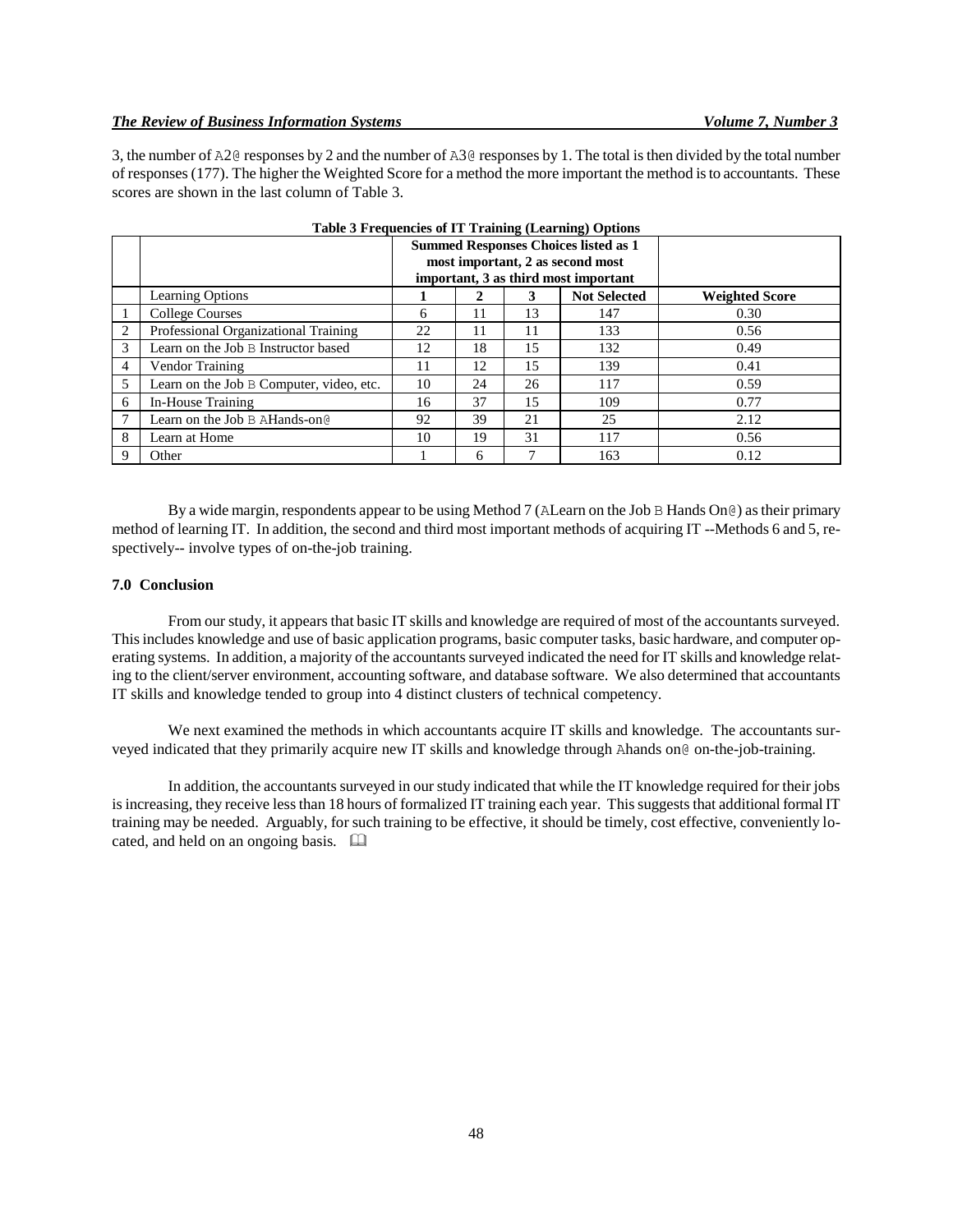3, the number of A2@ responses by 2 and the number of A3@ responses by 1. The total is then divided by the total number of responses (177). The higher the Weighted Score for a method the more important the method is to accountants. These scores are shown in the last column of Table 3.

**Table 3 Frequencies of IT Training (Learning) Options**

| | | Summed Responses Choices listed as 1 most important, 2 as second most important, 3 as third most important | | | | |
|---|---|---|---|---|---|---|
| | Learning Options | 1 | 2 | 3 | Not Selected | Weighted Score |
| 1 | College Courses | 6 | 11 | 13 | 147 | 0.30 |
| 2 | Professional Organizational Training | 22 | 11 | 11 | 133 | 0.56 |
| 3 | Learn on the Job B Instructor based | 12 | 18 | 15 | 132 | 0.49 |
| 4 | Vendor Training | 11 | 12 | 15 | 139 | 0.41 |
| 5 | Learn on the Job B Computer, video, etc. | 10 | 24 | 26 | 117 | 0.59 |
| 6 | In-House Training | 16 | 37 | 15 | 109 | 0.77 |
| 7 | Learn on the Job B AHands-on@ | 92 | 39 | 21 | 25 | 2.12 |
| 8 | Learn at Home | 10 | 19 | 31 | 117 | 0.56 |
| 9 | Other | 1 | 6 | 7 | 163 | 0.12 |

By a wide margin, respondents appear to be using Method 7 (ALearn on the Job B Hands On@) as their primary method of learning IT. In addition, the second and third most important methods of acquiring IT --Methods 6 and 5, respectively-- involve types of on-the-job training.

### 7.0 Conclusion

From our study, it appears that basic IT skills and knowledge are required of most of the accountants surveyed. This includes knowledge and use of basic application programs, basic computer tasks, basic hardware, and computer operating systems. In addition, a majority of the accountants surveyed indicated the need for IT skills and knowledge relating to the client/server environment, accounting software, and database software. We also determined that accountants IT skills and knowledge tended to group into 4 distinct clusters of technical competency.

We next examined the methods in which accountants acquire IT skills and knowledge. The accountants surveyed indicated that they primarily acquire new IT skills and knowledge through Ahands on@ on-the-job-training.

In addition, the accountants surveyed in our study indicated that while the IT knowledge required for their jobs is increasing, they receive less than 18 hours of formalized IT training each year. This suggests that additional formal IT training may be needed. Arguably, for such training to be effective, it should be timely, cost effective, conveniently located, and held on an ongoing basis.